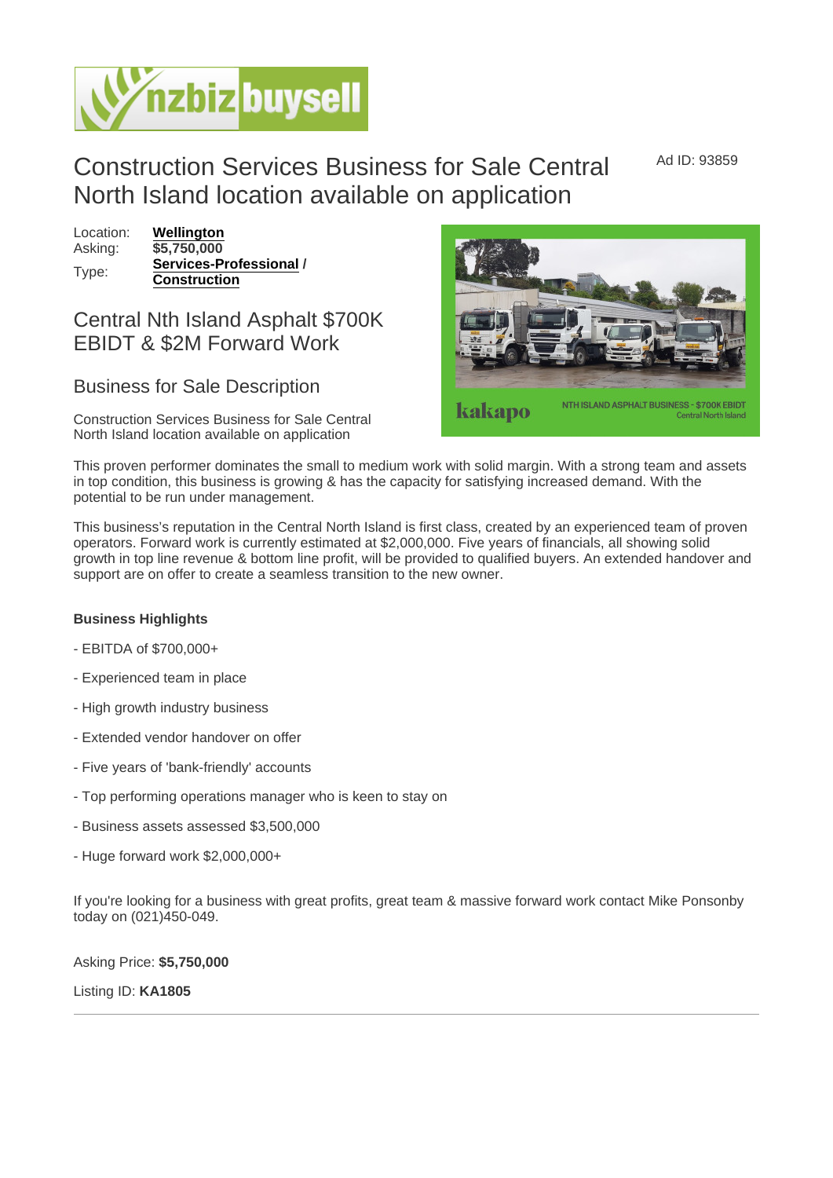# Construction Services Business for Sale Central North Island location available on application

Ad ID: 93859

Location: **Wellington**
Asking: **$5,750,000**
Type: **Services-Professional** / **Construction**

## Central Nth Island Asphalt $700K EBIDT & $2M Forward Work

## Business for Sale Description

Construction Services Business for Sale Central North Island location available on application

This proven performer dominates the small to medium work with solid margin. With a strong team and assets in top condition, this business is growing & has the capacity for satisfying increased demand. With the potential to be run under management.

This business's reputation in the Central North Island is first class, created by an experienced team of proven operators. Forward work is currently estimated at $2,000,000. Five years of financials, all showing solid growth in top line revenue & bottom line profit, will be provided to qualified buyers. An extended handover and support are on offer to create a seamless transition to the new owner.

**Business Highlights**

- EBITDA of $700,000+

- Experienced team in place

- High growth industry business

- Extended vendor handover on offer

- Five years of 'bank-friendly' accounts

- Top performing operations manager who is keen to stay on

- Business assets assessed $3,500,000

- Huge forward work $2,000,000+

If you're looking for a business with great profits, great team & massive forward work contact Mike Ponsonby today on (021)450-049.

Asking Price: **$5,750,000**

Listing ID: **KA1805**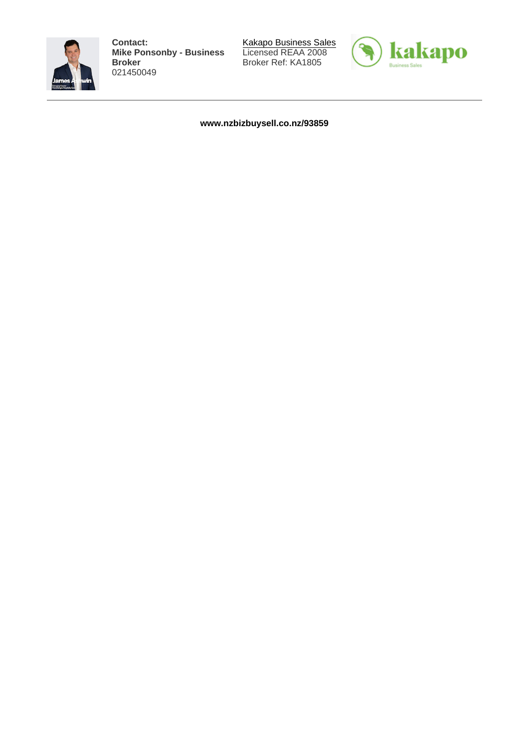**Contact:**
**Mike Ponsonby - Business Broker**
021450049

Kakapo Business Sales
Licensed REAA 2008
Broker Ref: KA1805

**www.nzbizbuysell.co.nz/93859**